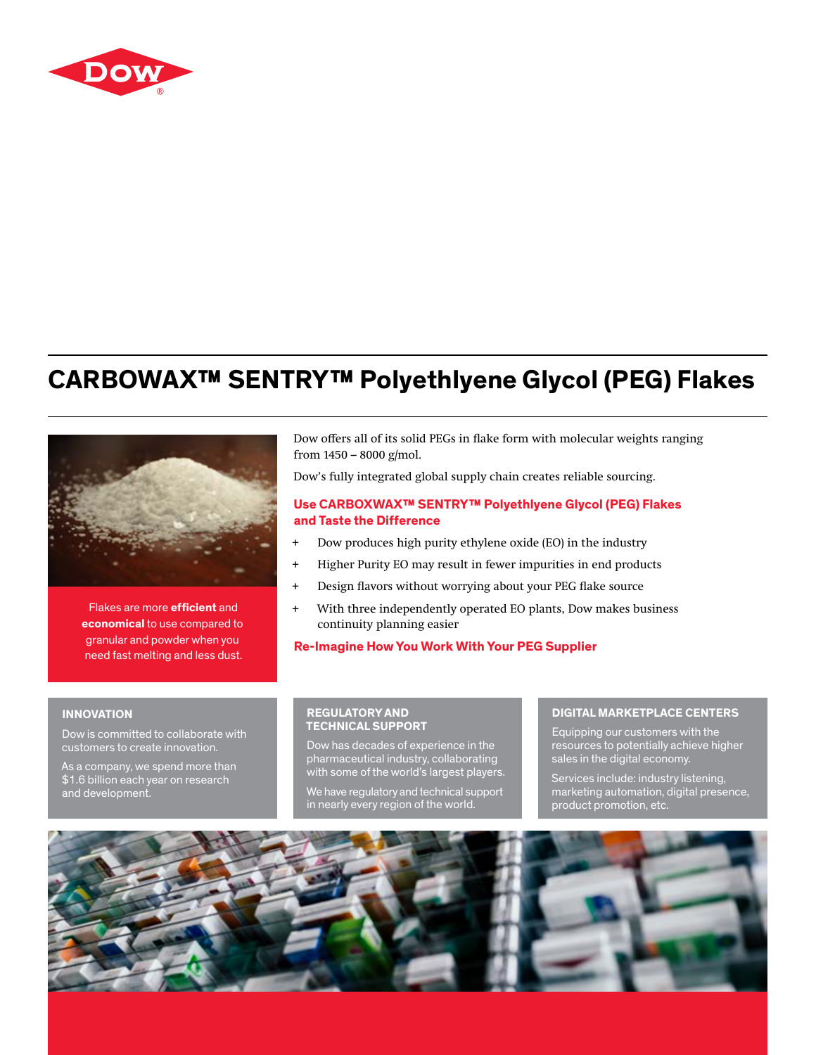# CARBOWAX™ SENTRY™ Polyethlyene Glycol (PEG) Flakes

Flakes are more **efficient** and **economical** to use compared to granular and powder when you need fast melting and less dust.

Dow offers all of its solid PEGs in flake form with molecular weights ranging from 1450 – 8000 g/mol.

Dow's fully integrated global supply chain creates reliable sourcing.

## Use CARBOXWAX™ SENTRY™ Polyethlyene Glycol (PEG) Flakes and Taste the Difference

+ Dow produces high purity ethylene oxide (EO) in the industry
+ Higher Purity EO may result in fewer impurities in end products
+ Design flavors without worrying about your PEG flake source
+ With three independently operated EO plants, Dow makes business continuity planning easier

## Re-Imagine How You Work With Your PEG Supplier

### INNOVATION

Dow is committed to collaborate with customers to create innovation.

As a company, we spend more than $1.6 billion each year on research and development.

### REGULATORY AND TECHNICAL SUPPORT

Dow has decades of experience in the pharmaceutical industry, collaborating with some of the world's largest players.

We have regulatory and technical support in nearly every region of the world.

### DIGITAL MARKETPLACE CENTERS

Equipping our customers with the resources to potentially achieve higher sales in the digital economy.

Services include: industry listening, marketing automation, digital presence, product promotion, etc.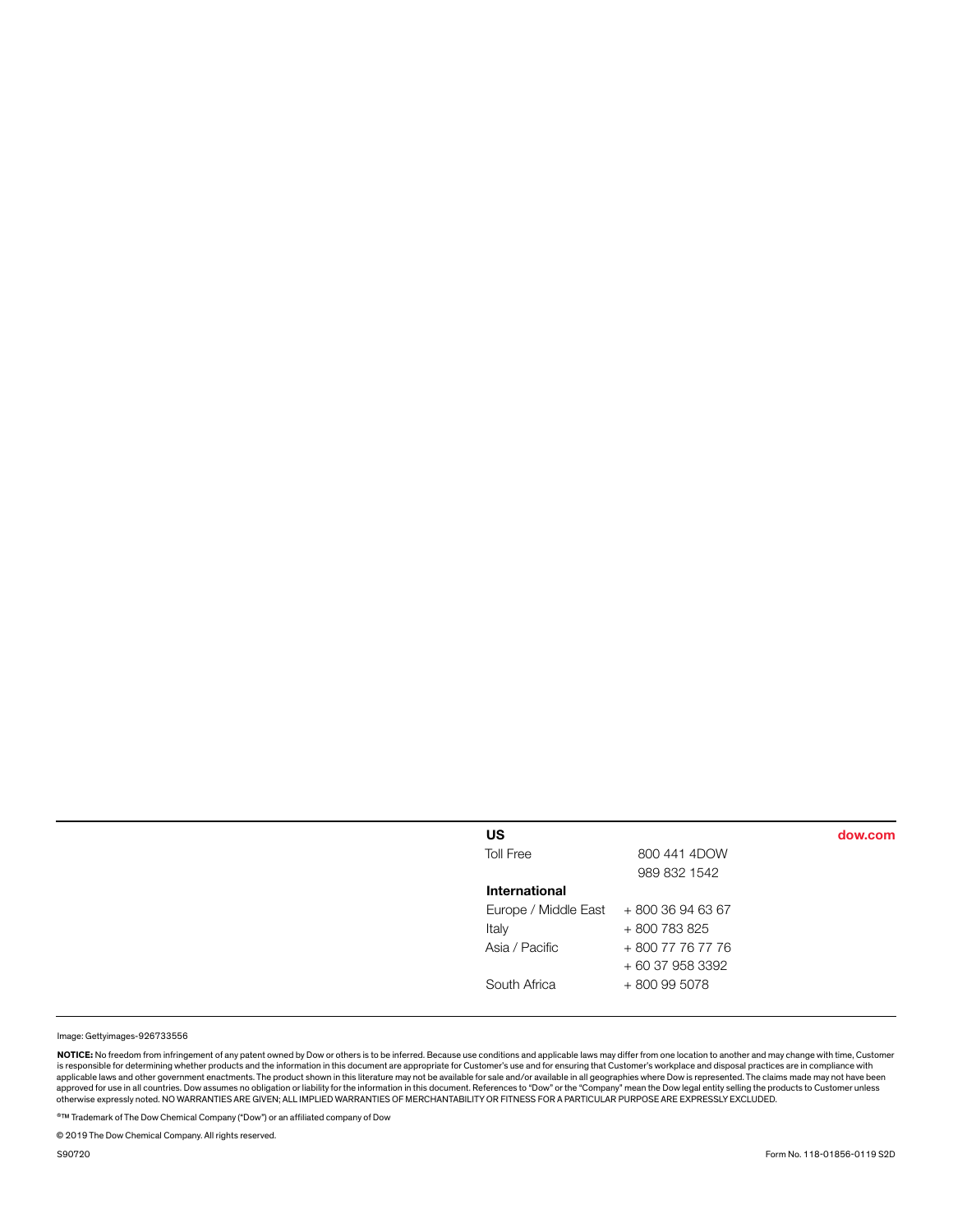**US**

**dow.com**

| | |
|---|---|
| Toll Free | 800 441 4DOW |
| | 989 832 1542 |
| **International** | |
| Europe / Middle East | + 800 36 94 63 67 |
| Italy | + 800 783 825 |
| Asia / Pacific | + 800 77 76 77 76 |
| | + 60 37 958 3392 |
| South Africa | + 800 99 5078 |

Image: Gettyimages-926733556

**NOTICE:** No freedom from infringement of any patent owned by Dow or others is to be inferred. Because use conditions and applicable laws may differ from one location to another and may change with time, Customer is responsible for determining whether products and the information in this document are appropriate for Customer's use and for ensuring that Customer's workplace and disposal practices are in compliance with applicable laws and other government enactments. The product shown in this literature may not be available for sale and/or available in all geographies where Dow is represented. The claims made may not have been approved for use in all countries. Dow assumes no obligation or liability for the information in this document. References to "Dow" or the "Company" mean the Dow legal entity selling the products to Customer unless otherwise expressly noted. NO WARRANTIES ARE GIVEN; ALL IMPLIED WARRANTIES OF MERCHANTABILITY OR FITNESS FOR A PARTICULAR PURPOSE ARE EXPRESSLY EXCLUDED.

®™ Trademark of The Dow Chemical Company ("Dow") or an affiliated company of Dow

© 2019 The Dow Chemical Company. All rights reserved.

S90720

Form No. 118-01856-0119 S2D